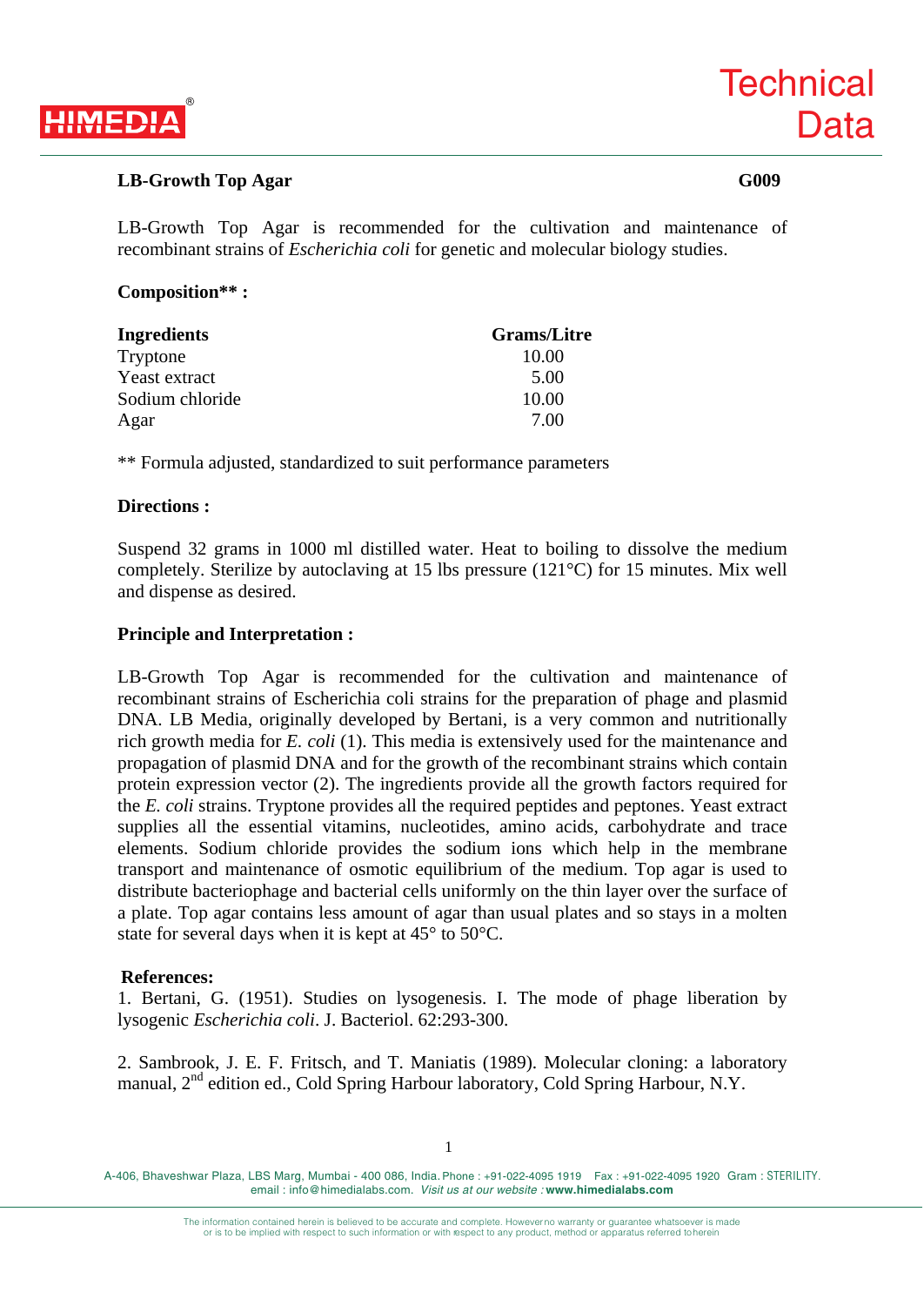# Technical Data

**LB-Growth Top Agar** **G009**

LB-Growth Top Agar is recommended for the cultivation and maintenance of recombinant strains of *Escherichia coli* for genetic and molecular biology studies.

**Composition** :**

| Ingredients | Grams/Litre |
| --- | --- |
| Tryptone | 10.00 |
| Yeast extract | 5.00 |
| Sodium chloride | 10.00 |
| Agar | 7.00 |

** Formula adjusted, standardized to suit performance parameters

**Directions :**

Suspend 32 grams in 1000 ml distilled water. Heat to boiling to dissolve the medium completely. Sterilize by autoclaving at 15 lbs pressure (121°C) for 15 minutes. Mix well and dispense as desired.

**Principle and Interpretation :**

LB-Growth Top Agar is recommended for the cultivation and maintenance of recombinant strains of Escherichia coli strains for the preparation of phage and plasmid DNA. LB Media, originally developed by Bertani, is a very common and nutritionally rich growth media for *E. coli* (1). This media is extensively used for the maintenance and propagation of plasmid DNA and for the growth of the recombinant strains which contain protein expression vector (2). The ingredients provide all the growth factors required for the *E. coli* strains. Tryptone provides all the required peptides and peptones. Yeast extract supplies all the essential vitamins, nucleotides, amino acids, carbohydrate and trace elements. Sodium chloride provides the sodium ions which help in the membrane transport and maintenance of osmotic equilibrium of the medium. Top agar is used to distribute bacteriophage and bacterial cells uniformly on the thin layer over the surface of a plate. Top agar contains less amount of agar than usual plates and so stays in a molten state for several days when it is kept at 45° to 50°C.

**References:**

1. Bertani, G. (1951). Studies on lysogenesis. I. The mode of phage liberation by lysogenic *Escherichia coli*. J. Bacteriol. 62:293-300.

2. Sambrook, J. E. F. Fritsch, and T. Maniatis (1989). Molecular cloning: a laboratory manual, 2nd edition ed., Cold Spring Harbour laboratory, Cold Spring Harbour, N.Y.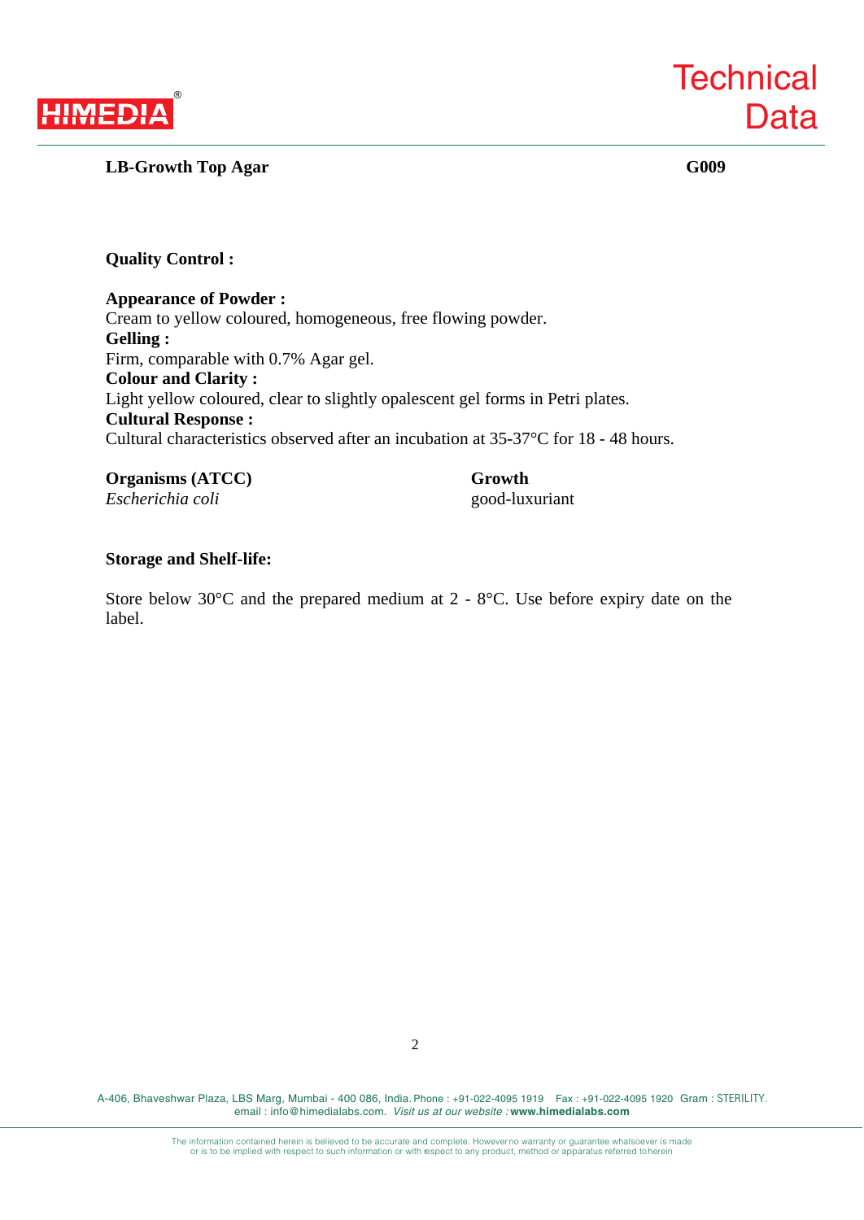**LB-Growth Top Agar** **G009**

**Quality Control :**

**Appearance of Powder :**
Cream to yellow coloured, homogeneous, free flowing powder.
**Gelling :**
Firm, comparable with 0.7% Agar gel.
**Colour and Clarity :**
Light yellow coloured, clear to slightly opalescent gel forms in Petri plates.
**Cultural Response :**
Cultural characteristics observed after an incubation at 35-37°C for 18 - 48 hours.

| Organisms (ATCC) | Growth |
|---|---|
| *Escherichia coli* | good-luxuriant |

**Storage and Shelf-life:**

Store below 30°C and the prepared medium at 2 - 8°C. Use before expiry date on the label.

A-406, Bhaveshwar Plaza, LBS Marg, Mumbai - 400 086, India. Phone : +91-022-4095 1919 Fax : +91-022-4095 1920 Gram : STERILITY.
email : info@himedialabs.com. *Visit us at our website :* **www.himedialabs.com**

The information contained herein is believed to be accurate and complete. However no warranty or guarantee whatsoever is made or is to be implied with respect to such information or with respect to any product, method or apparatus referred to herein